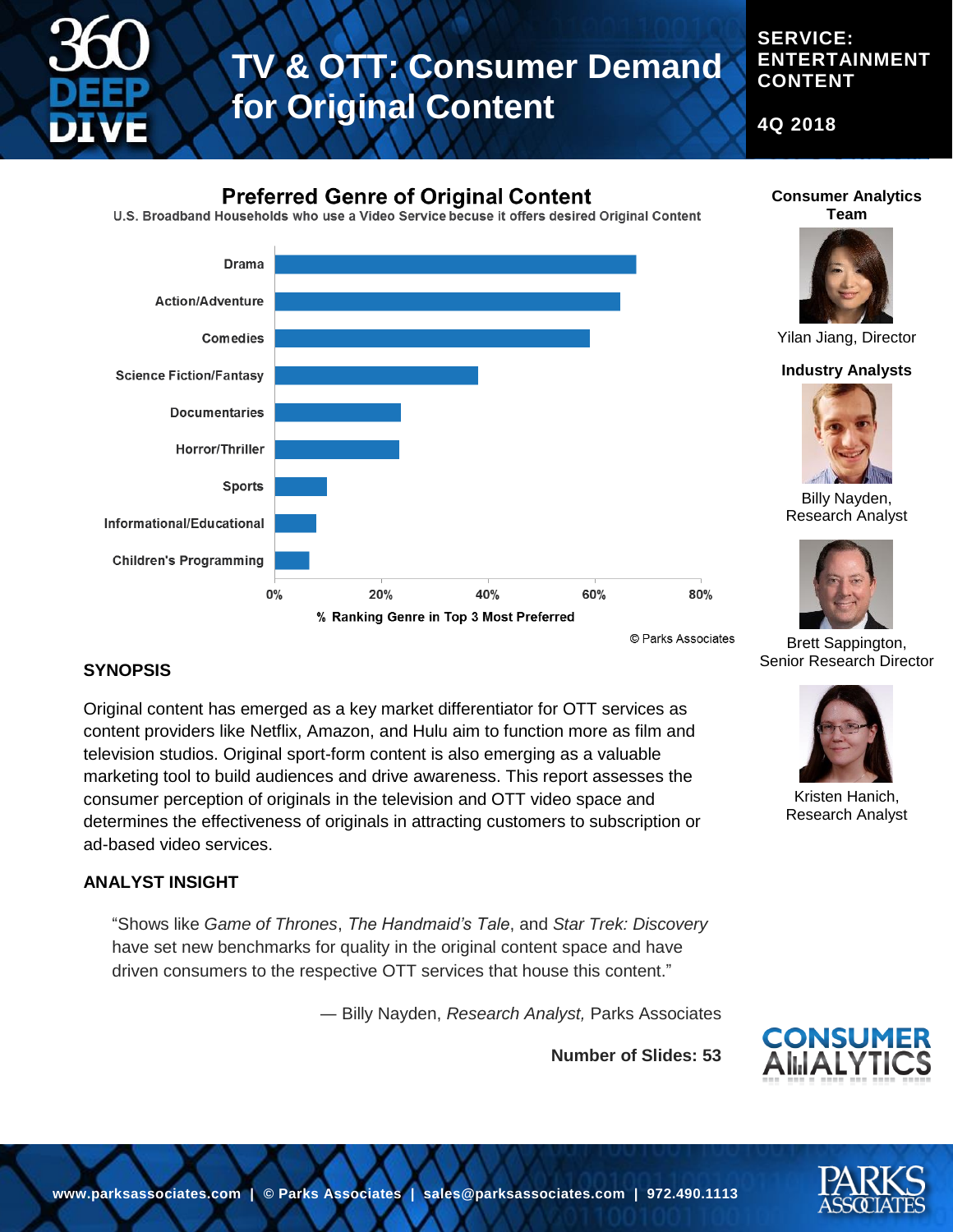# TV & OTT: Consumer Demand for Original Content

**SERVICE: ENTERTAINMENT CONTENT**

**4Q 2018**

## Preferred Genre of Original Content

U.S. Broadband Households who use a Video Service becuse it offers desired Original Content

| Genre | % Ranking Genre in Top 3 Most Preferred |
|---|---|
| Drama | ~68% |
| Action/Adventure | ~65% |
| Comedies | ~59% |
| Science Fiction/Fantasy | ~38% |
| Documentaries | ~24% |
| Horror/Thriller | ~23% |
| Sports | ~10% |
| Informational/Educational | ~8% |
| Children's Programming | ~6% |

© Parks Associates

**Consumer Analytics Team**

Yilan Jiang, Director

**Industry Analysts**

Billy Nayden, Research Analyst

Brett Sappington, Senior Research Director

Kristen Hanich, Research Analyst

### SYNOPSIS

Original content has emerged as a key market differentiator for OTT services as content providers like Netflix, Amazon, and Hulu aim to function more as film and television studios. Original sport-form content is also emerging as a valuable marketing tool to build audiences and drive awareness. This report assesses the consumer perception of originals in the television and OTT video space and determines the effectiveness of originals in attracting customers to subscription or ad-based video services.

### ANALYST INSIGHT

"Shows like *Game of Thrones*, *The Handmaid's Tale*, and *Star Trek: Discovery* have set new benchmarks for quality in the original content space and have driven consumers to the respective OTT services that house this content."

— Billy Nayden, *Research Analyst,* Parks Associates

**Number of Slides: 53**

www.parksassociates.com | © Parks Associates | sales@parksassociates.com | 972.490.1113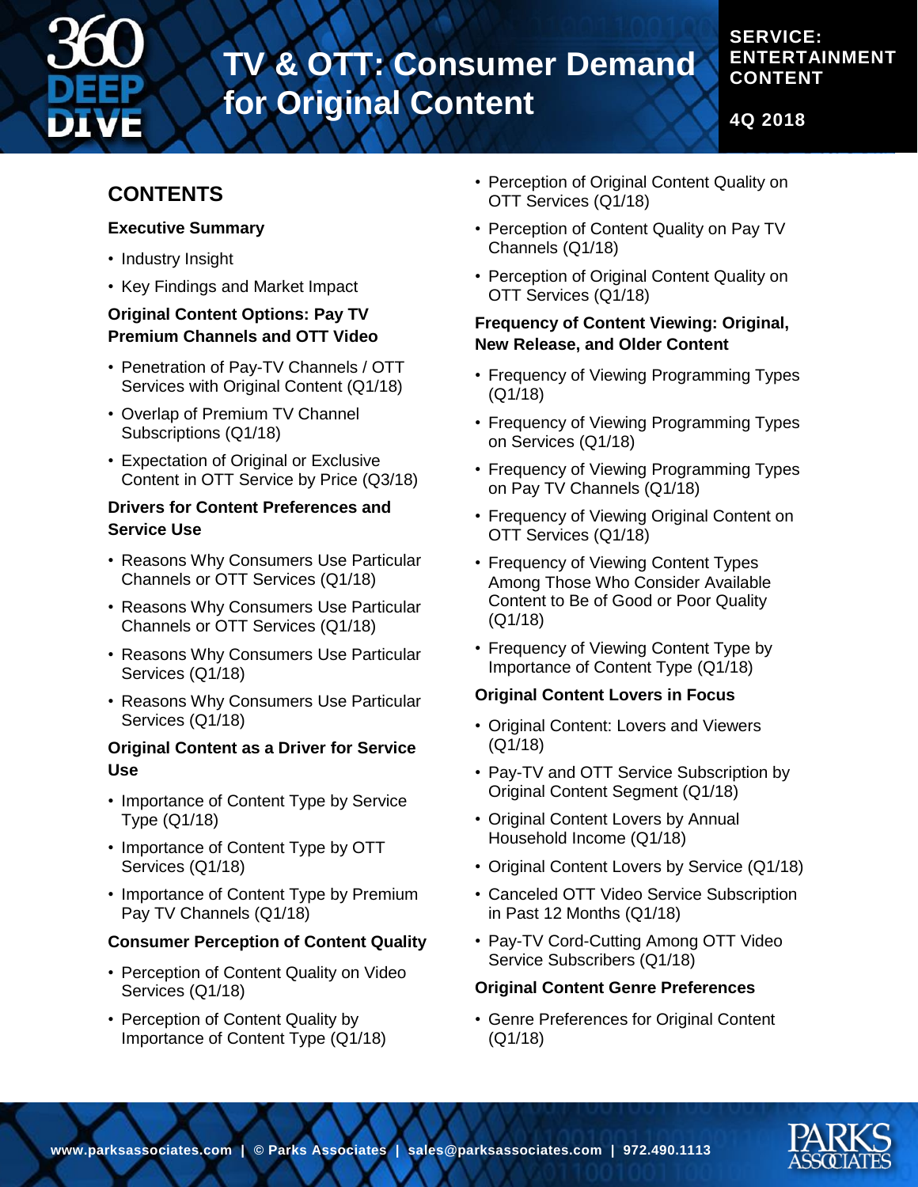# TV & OTT: Consumer Demand for Original Content

SERVICE: ENTERTAINMENT CONTENT

4Q 2018

## CONTENTS

### Executive Summary

- Industry Insight
- Key Findings and Market Impact

### Original Content Options: Pay TV Premium Channels and OTT Video

- Penetration of Pay-TV Channels / OTT Services with Original Content (Q1/18)
- Overlap of Premium TV Channel Subscriptions (Q1/18)
- Expectation of Original or Exclusive Content in OTT Service by Price (Q3/18)

### Drivers for Content Preferences and Service Use

- Reasons Why Consumers Use Particular Channels or OTT Services (Q1/18)
- Reasons Why Consumers Use Particular Channels or OTT Services (Q1/18)
- Reasons Why Consumers Use Particular Services (Q1/18)
- Reasons Why Consumers Use Particular Services (Q1/18)

### Original Content as a Driver for Service Use

- Importance of Content Type by Service Type (Q1/18)
- Importance of Content Type by OTT Services (Q1/18)
- Importance of Content Type by Premium Pay TV Channels (Q1/18)

### Consumer Perception of Content Quality

- Perception of Content Quality on Video Services (Q1/18)
- Perception of Content Quality by Importance of Content Type (Q1/18)
- Perception of Original Content Quality on OTT Services (Q1/18)
- Perception of Content Quality on Pay TV Channels (Q1/18)
- Perception of Original Content Quality on OTT Services (Q1/18)

### Frequency of Content Viewing: Original, New Release, and Older Content

- Frequency of Viewing Programming Types (Q1/18)
- Frequency of Viewing Programming Types on Services (Q1/18)
- Frequency of Viewing Programming Types on Pay TV Channels (Q1/18)
- Frequency of Viewing Original Content on OTT Services (Q1/18)
- Frequency of Viewing Content Types Among Those Who Consider Available Content to Be of Good or Poor Quality (Q1/18)
- Frequency of Viewing Content Type by Importance of Content Type (Q1/18)

### Original Content Lovers in Focus

- Original Content: Lovers and Viewers (Q1/18)
- Pay-TV and OTT Service Subscription by Original Content Segment (Q1/18)
- Original Content Lovers by Annual Household Income (Q1/18)
- Original Content Lovers by Service (Q1/18)
- Canceled OTT Video Service Subscription in Past 12 Months (Q1/18)
- Pay-TV Cord-Cutting Among OTT Video Service Subscribers (Q1/18)

### Original Content Genre Preferences

- Genre Preferences for Original Content (Q1/18)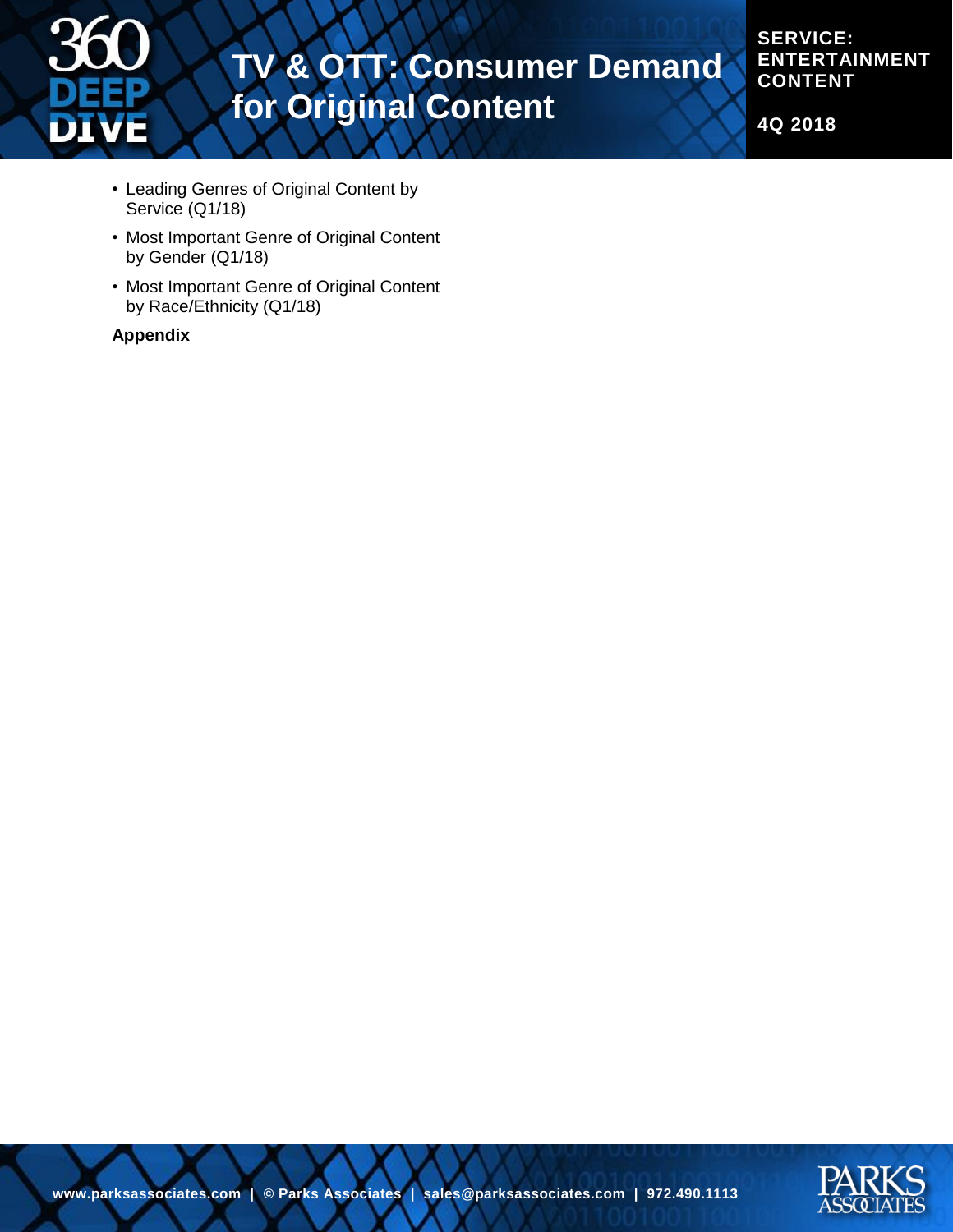- Leading Genres of Original Content by Service (Q1/18)
- Most Important Genre of Original Content by Gender (Q1/18)
- Most Important Genre of Original Content by Race/Ethnicity (Q1/18)

**Appendix**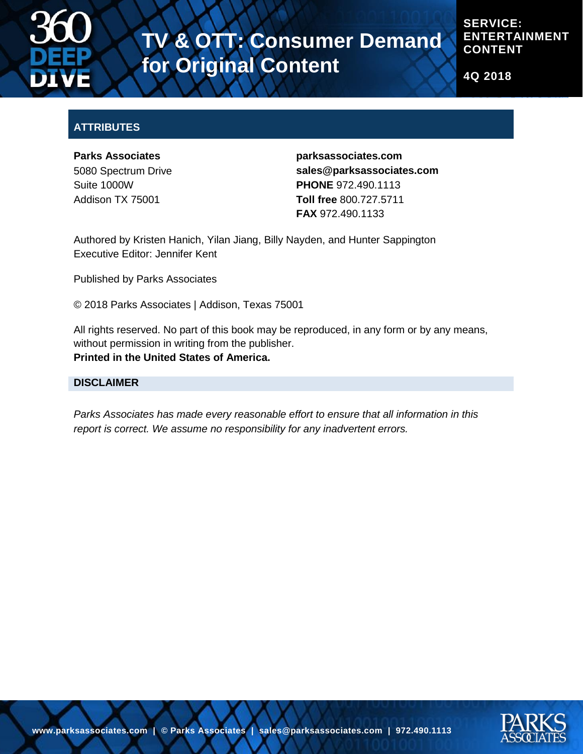# TV & OTT: Consumer Demand for Original Content

**SERVICE: ENTERTAINMENT CONTENT**

**4Q 2018**

## ATTRIBUTES

**Parks Associates**
5080 Spectrum Drive
Suite 1000W
Addison TX 75001

**parksassociates.com**
**sales@parksassociates.com**
**PHONE** 972.490.1113
**Toll free** 800.727.5711
**FAX** 972.490.1133

Authored by Kristen Hanich, Yilan Jiang, Billy Nayden, and Hunter Sappington
Executive Editor: Jennifer Kent

Published by Parks Associates

© 2018 Parks Associates | Addison, Texas 75001

All rights reserved. No part of this book may be reproduced, in any form or by any means, without permission in writing from the publisher.
**Printed in the United States of America.**

## DISCLAIMER

*Parks Associates has made every reasonable effort to ensure that all information in this report is correct. We assume no responsibility for any inadvertent errors.*